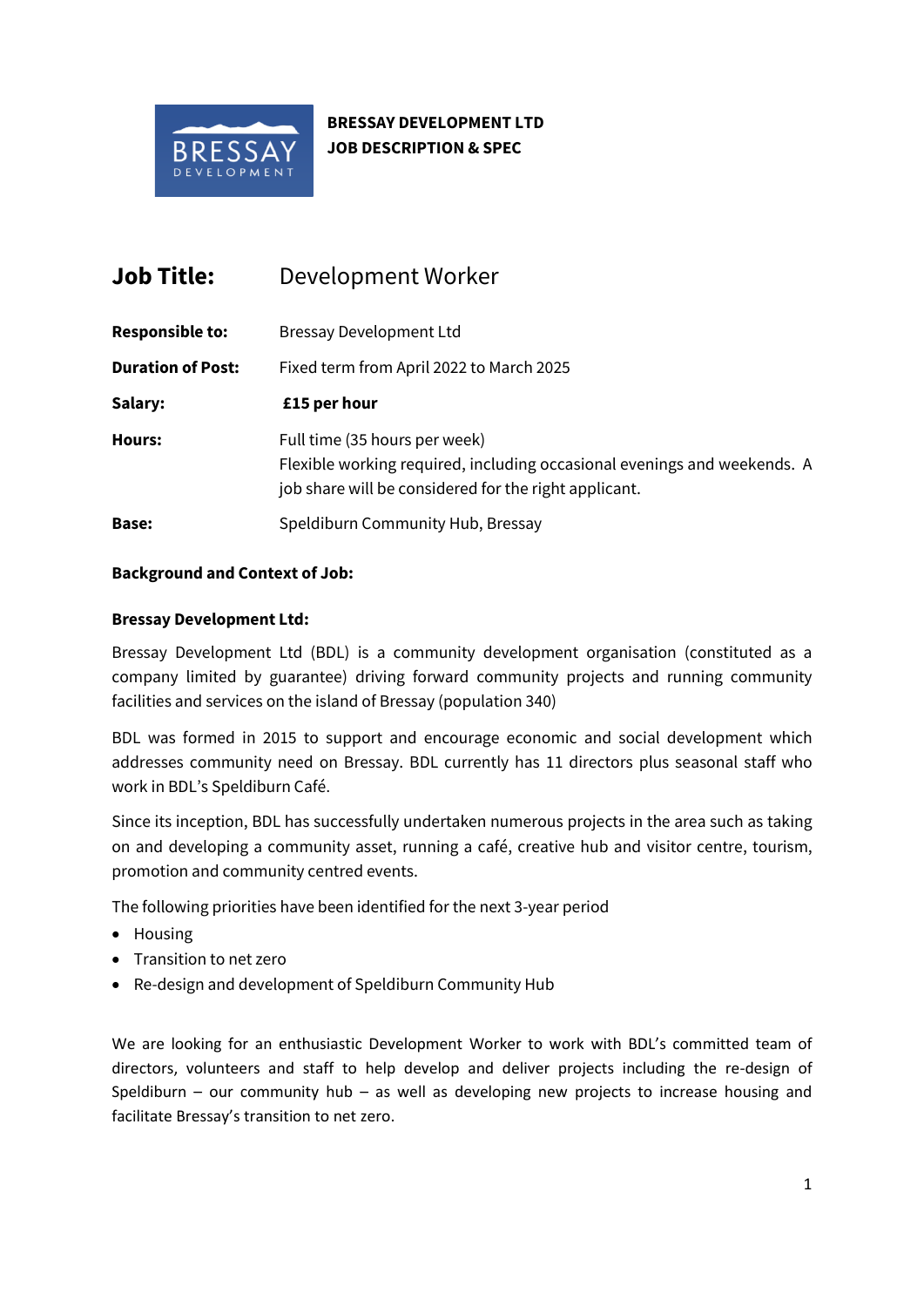**BRESSAY DEVELOPMENT LTD**
**JOB DESCRIPTION & SPEC**

| | |
|---|---|
| **Job Title:** | Development Worker |
| **Responsible to:** | Bressay Development Ltd |
| **Duration of Post:** | Fixed term from April 2022 to March 2025 |
| **Salary:** | **£15 per hour** |
| **Hours:** | Full time (35 hours per week)<br>Flexible working required, including occasional evenings and weekends. A job share will be considered for the right applicant. |
| **Base:** | Speldiburn Community Hub, Bressay |

### Background and Context of Job:

#### Bressay Development Ltd:

Bressay Development Ltd (BDL) is a community development organisation (constituted as a company limited by guarantee) driving forward community projects and running community facilities and services on the island of Bressay (population 340)

BDL was formed in 2015 to support and encourage economic and social development which addresses community need on Bressay. BDL currently has 11 directors plus seasonal staff who work in BDL's Speldiburn Café.

Since its inception, BDL has successfully undertaken numerous projects in the area such as taking on and developing a community asset, running a café, creative hub and visitor centre, tourism, promotion and community centred events.

The following priorities have been identified for the next 3-year period

- Housing
- Transition to net zero
- Re-design and development of Speldiburn Community Hub

We are looking for an enthusiastic Development Worker to work with BDL's committed team of directors, volunteers and staff to help develop and deliver projects including the re-design of Speldiburn – our community hub – as well as developing new projects to increase housing and facilitate Bressay's transition to net zero.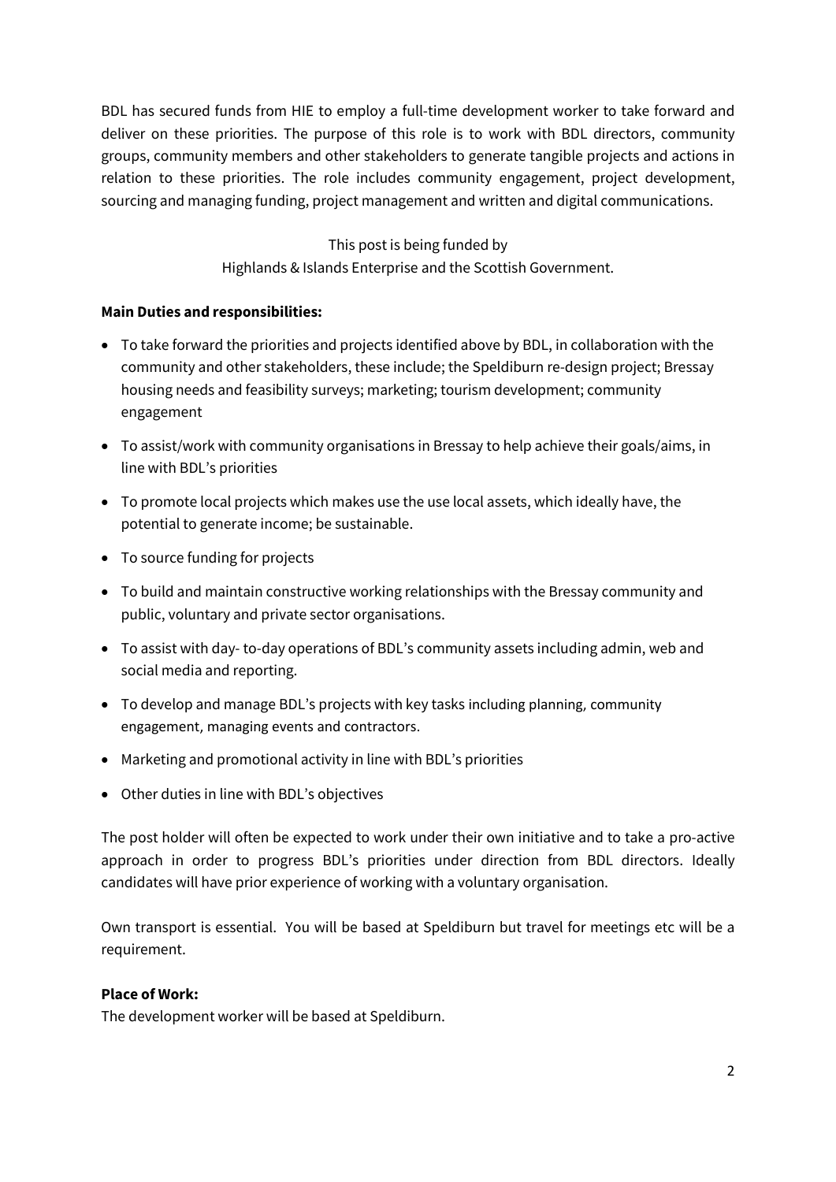BDL has secured funds from HIE to employ a full-time development worker to take forward and deliver on these priorities. The purpose of this role is to work with BDL directors, community groups, community members and other stakeholders to generate tangible projects and actions in relation to these priorities. The role includes community engagement, project development, sourcing and managing funding, project management and written and digital communications.

This post is being funded by
Highlands & Islands Enterprise and the Scottish Government.

**Main Duties and responsibilities:**

- To take forward the priorities and projects identified above by BDL, in collaboration with the community and other stakeholders, these include; the Speldiburn re-design project; Bressay housing needs and feasibility surveys; marketing; tourism development; community engagement
- To assist/work with community organisations in Bressay to help achieve their goals/aims, in line with BDL's priorities
- To promote local projects which makes use the use local assets, which ideally have, the potential to generate income; be sustainable.
- To source funding for projects
- To build and maintain constructive working relationships with the Bressay community and public, voluntary and private sector organisations.
- To assist with day- to-day operations of BDL's community assets including admin, web and social media and reporting.
- To develop and manage BDL's projects with key tasks including planning, community engagement, managing events and contractors.
- Marketing and promotional activity in line with BDL's priorities
- Other duties in line with BDL's objectives

The post holder will often be expected to work under their own initiative and to take a pro-active approach in order to progress BDL's priorities under direction from BDL directors. Ideally candidates will have prior experience of working with a voluntary organisation.

Own transport is essential. You will be based at Speldiburn but travel for meetings etc will be a requirement.

**Place of Work:**
The development worker will be based at Speldiburn.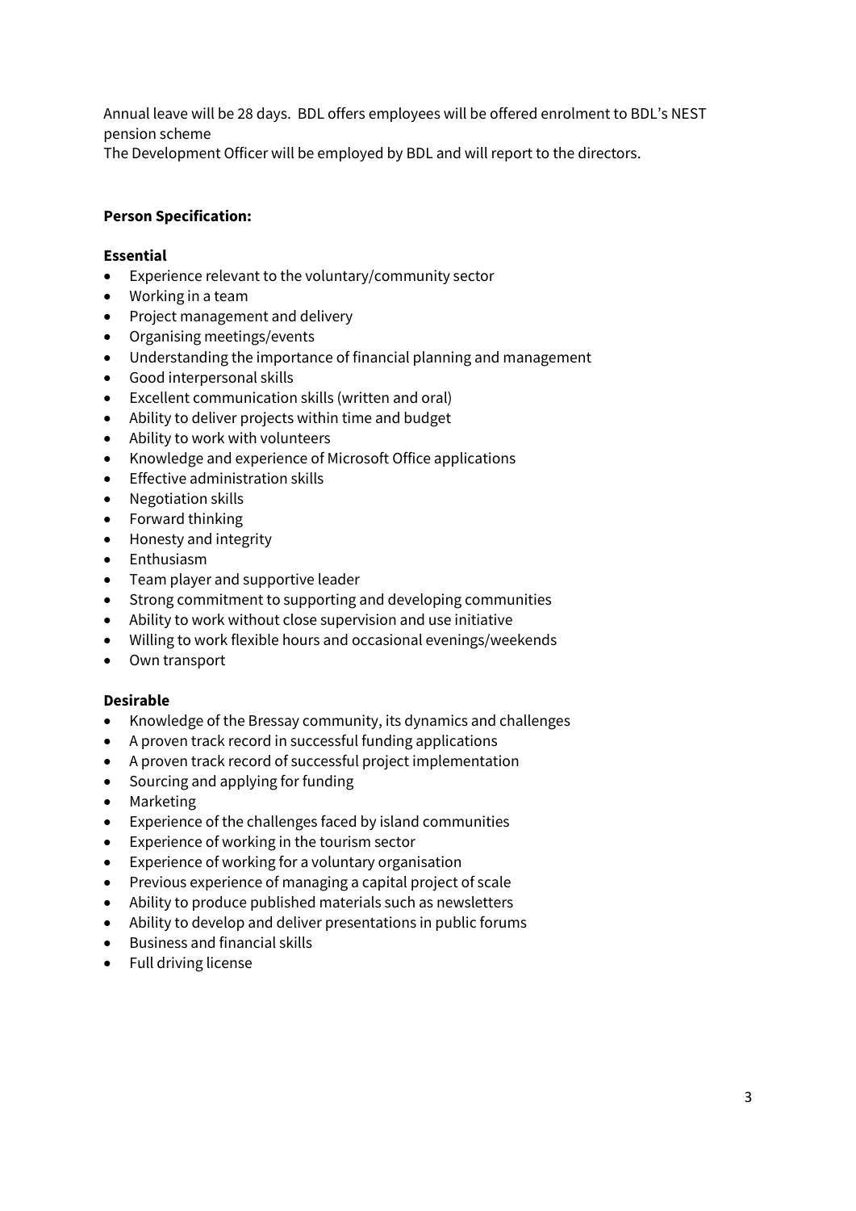Annual leave will be 28 days. BDL offers employees will be offered enrolment to BDL's NEST pension scheme
The Development Officer will be employed by BDL and will report to the directors.

**Person Specification:**

**Essential**

- Experience relevant to the voluntary/community sector
- Working in a team
- Project management and delivery
- Organising meetings/events
- Understanding the importance of financial planning and management
- Good interpersonal skills
- Excellent communication skills (written and oral)
- Ability to deliver projects within time and budget
- Ability to work with volunteers
- Knowledge and experience of Microsoft Office applications
- Effective administration skills
- Negotiation skills
- Forward thinking
- Honesty and integrity
- Enthusiasm
- Team player and supportive leader
- Strong commitment to supporting and developing communities
- Ability to work without close supervision and use initiative
- Willing to work flexible hours and occasional evenings/weekends
- Own transport

**Desirable**

- Knowledge of the Bressay community, its dynamics and challenges
- A proven track record in successful funding applications
- A proven track record of successful project implementation
- Sourcing and applying for funding
- Marketing
- Experience of the challenges faced by island communities
- Experience of working in the tourism sector
- Experience of working for a voluntary organisation
- Previous experience of managing a capital project of scale
- Ability to produce published materials such as newsletters
- Ability to develop and deliver presentations in public forums
- Business and financial skills
- Full driving license